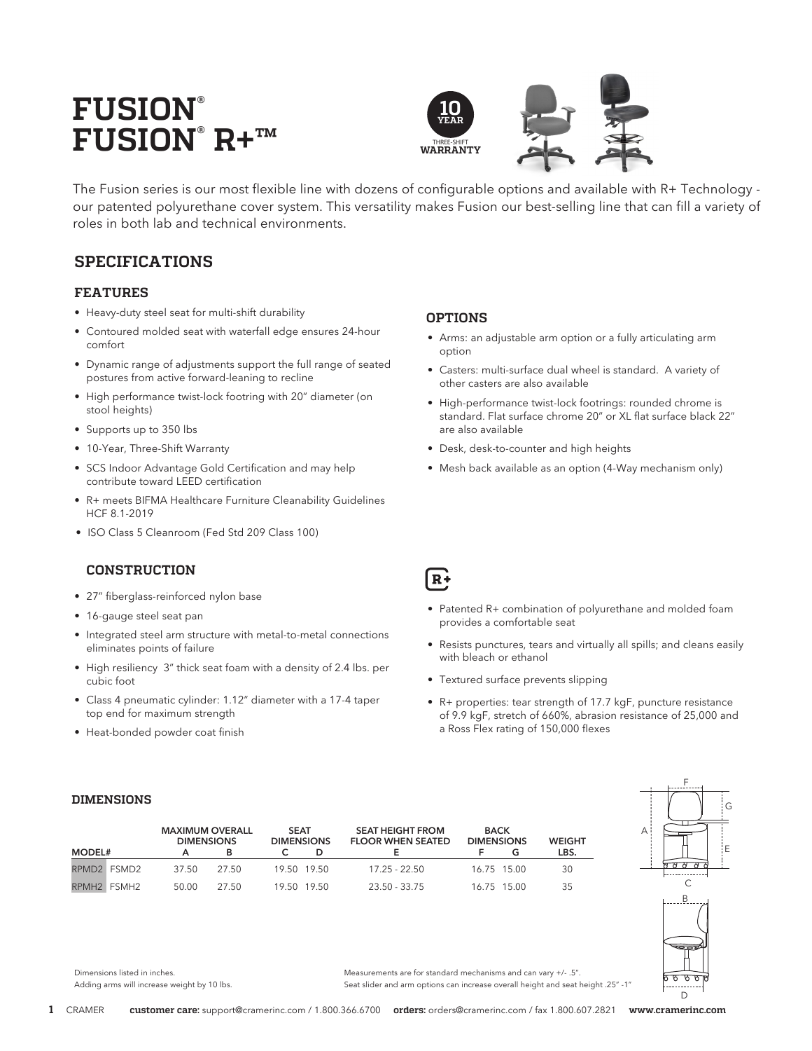# FUSION®
# FUSION® R+™

10 YEAR THREE-SHIFT WARRANTY

The Fusion series is our most flexible line with dozens of configurable options and available with R+ Technology - our patented polyurethane cover system. This versatility makes Fusion our best-selling line that can fill a variety of roles in both lab and technical environments.

## SPECIFICATIONS

### FEATURES

- Heavy-duty steel seat for multi-shift durability
- Contoured molded seat with waterfall edge ensures 24-hour comfort
- Dynamic range of adjustments support the full range of seated postures from active forward-leaning to recline
- High performance twist-lock footring with 20" diameter (on stool heights)
- Supports up to 350 lbs
- 10-Year, Three-Shift Warranty
- SCS Indoor Advantage Gold Certification and may help contribute toward LEED certification
- R+ meets BIFMA Healthcare Furniture Cleanability Guidelines HCF 8.1-2019
- ISO Class 5 Cleanroom (Fed Std 209 Class 100)

### OPTIONS

- Arms: an adjustable arm option or a fully articulating arm option
- Casters: multi-surface dual wheel is standard. A variety of other casters are also available
- High-performance twist-lock footrings: rounded chrome is standard. Flat surface chrome 20" or XL flat surface black 22" are also available
- Desk, desk-to-counter and high heights
- Mesh back available as an option (4-Way mechanism only)

### CONSTRUCTION

- 27" fiberglass-reinforced nylon base
- 16-gauge steel seat pan
- Integrated steel arm structure with metal-to-metal connections eliminates points of failure
- High resiliency 3" thick seat foam with a density of 2.4 lbs. per cubic foot
- Class 4 pneumatic cylinder: 1.12" diameter with a 17-4 taper top end for maximum strength
- Heat-bonded powder coat finish

### R+

- Patented R+ combination of polyurethane and molded foam provides a comfortable seat
- Resists punctures, tears and virtually all spills; and cleans easily with bleach or ethanol
- Textured surface prevents slipping
- R+ properties: tear strength of 17.7 kgF, puncture resistance of 9.9 kgF, stretch of 660%, abrasion resistance of 25,000 and a Ross Flex rating of 150,000 flexes

### DIMENSIONS

| MODEL# | | MAXIMUM OVERALL DIMENSIONS A | B | SEAT DIMENSIONS C | D | SEAT HEIGHT FROM FLOOR WHEN SEATED E | BACK DIMENSIONS F | G | WEIGHT LBS. |
|---|---|---|---|---|---|---|---|---|---|
| RPMD2 | FSMD2 | 37.50 | 27.50 | 19.50 | 19.50 | 17.25 - 22.50 | 16.75 | 15.00 | 30 |
| RPMH2 | FSMH2 | 50.00 | 27.50 | 19.50 | 19.50 | 23.50 - 33.75 | 16.75 | 15.00 | 35 |

Dimensions listed in inches.
Adding arms will increase weight by 10 lbs.

Measurements are for standard mechanisms and can vary +/- .5".
Seat slider and arm options can increase overall height and seat height .25" -1"

CRAMER **customer care:** support@cramerinc.com / 1.800.366.6700 **orders:** orders@cramerinc.com / fax 1.800.607.2821 **www.cramerinc.com**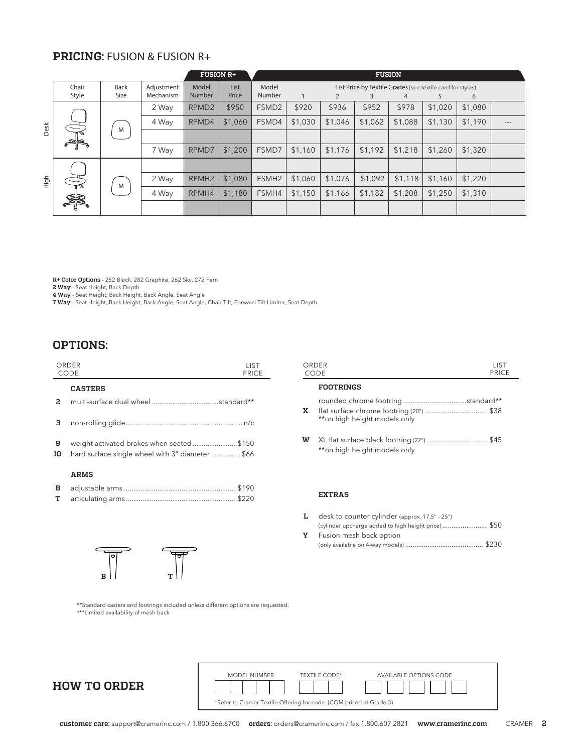## PRICING: FUSION & FUSION R+

| | Chair Style | Back Size | Adjustment Mechanism | FUSION R+ Model Number | FUSION R+ List Price | FUSION Model Number | List Price by Textile Grades (see textile card for styles) 1 | 2 | 3 | 4 | 5 | 6 | |
|---|---|---|---|---|---|---|---|---|---|---|---|---|---|
| Desk | | M | 2 Way | RPMD2 | $950 | FSMD2 | $920 | $936 | $952 | $978 | $1,020 | $1,080 | |
| | | | 4 Way | RPMD4 | $1,060 | FSMD4 | $1,030 | $1,046 | $1,062 | $1,088 | $1,130 | $1,190 | --- |
| | | | | | | | | | | | | | |
| | | | 7 Way | RPMD7 | $1,200 | FSMD7 | $1,160 | $1,176 | $1,192 | $1,218 | $1,260 | $1,320 | |
| High | | M | | | | | | | | | | | |
| | | | 2 Way | RPMH2 | $1,080 | FSMH2 | $1,060 | $1,076 | $1,092 | $1,118 | $1,160 | $1,220 | |
| | | | 4 Way | RPMH4 | $1,180 | FSMH4 | $1,150 | $1,166 | $1,182 | $1,208 | $1,250 | $1,310 | |
| | | | | | | | | | | | | | |

**R+ Color Options** - 252 Black, 282 Graphite, 262 Sky, 272 Fern
**2 Way** - Seat Height, Back Depth
**4 Way** - Seat Height, Back Height, Back Angle, Seat Angle
**7 Way** - Seat Height, Back Height, Back Angle, Seat Angle, Chair Tilt, Forward Tilt Limiter, Seat Depth

## OPTIONS:

| ORDER CODE | | LIST PRICE |
|---|---|---|
| | **CASTERS** | |
| **2** | multi-surface dual wheel | standard** |
| **3** | non-rolling glide | n/c |
| **9** | weight activated brakes when seated | $150 |
| **10** | hard surface single wheel with 3" diameter | $66 |
| | **ARMS** | |
| **B** | adjustable arms | $190 |
| **T** | articulating arms | $220 |

B T

| ORDER CODE | | LIST PRICE |
|---|---|---|
| | **FOOTRINGS** | |
| | rounded chrome footring | standard** |
| **X** | flat surface chrome footring (20") **on high height models only | $38 |
| **W** | XL flat surface black footring (22") **on high height models only | $45 |
| | **EXTRAS** | |
| **L** | desk to counter cylinder (approx. 17.5" - 25") (cylinder upcharge added to high height price) | $50 |
| **Y** | Fusion mesh back option (only available on 4-way models) | $230 |

**Standard casters and footrings included unless different options are requested.
***Limited availability of mesh back

## HOW TO ORDER

MODEL NUMBER | TEXTILE CODE* | AVAILABLE OPTIONS CODE

*Refer to Cramer Textile Offering for code. (COM priced at Grade 3)

**customer care:** support@cramerinc.com / 1.800.366.6700 **orders:** orders@cramerinc.com / fax 1.800.607.2821 **www.cramerinc.com**